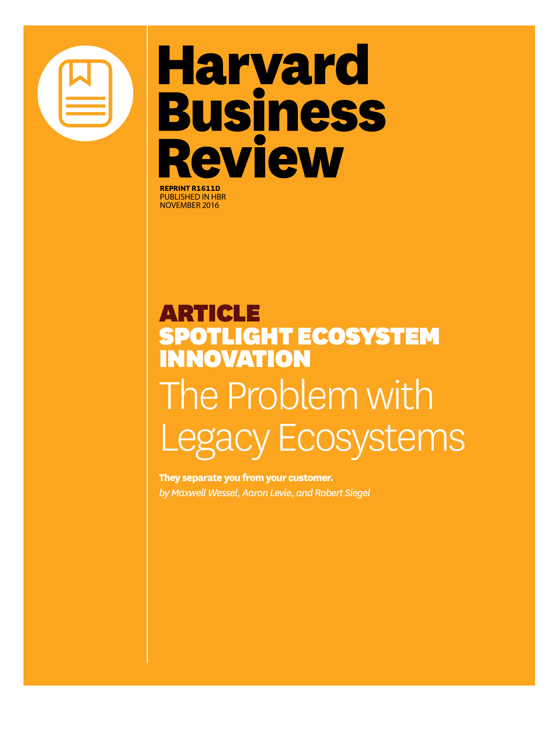# Harvard Business Review

**REPRINT R1611D**
PUBLISHED IN HBR
NOVEMBER 2016

**ARTICLE**
**SPOTLIGHT ECOSYSTEM INNOVATION**

# The Problem with Legacy Ecosystems

**They separate you from your customer.**

*by Maxwell Wessel, Aaron Levie, and Robert Siegel*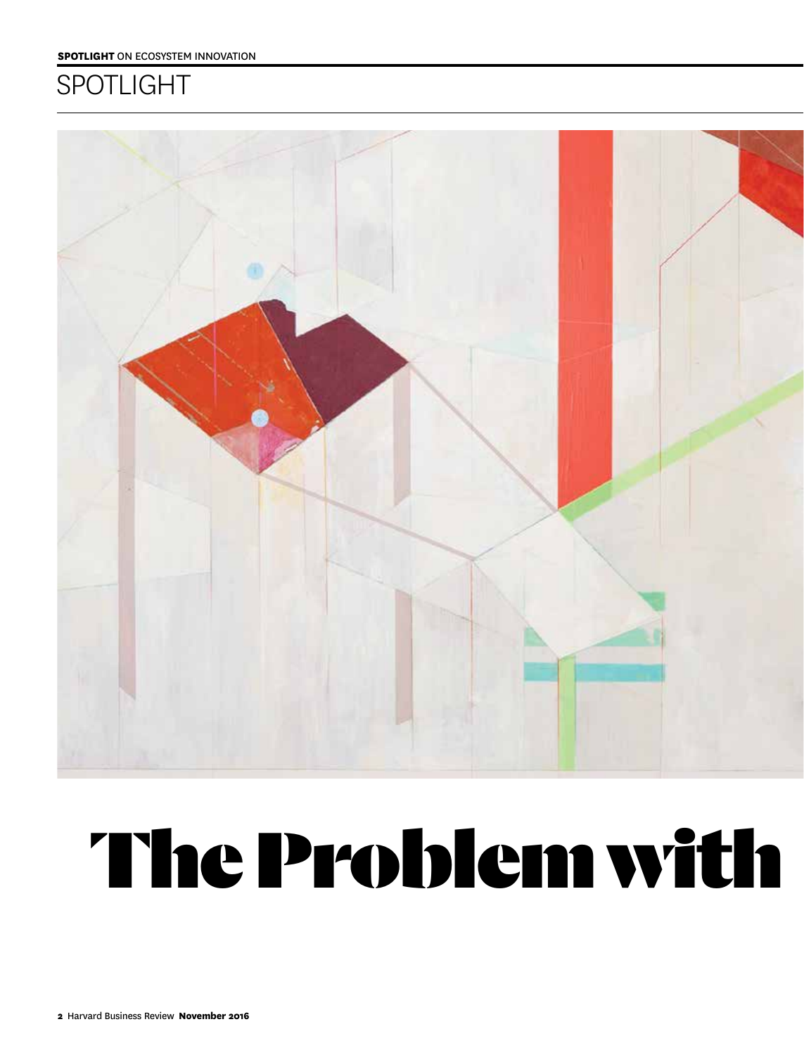SPOTLIGHT

# The Problem with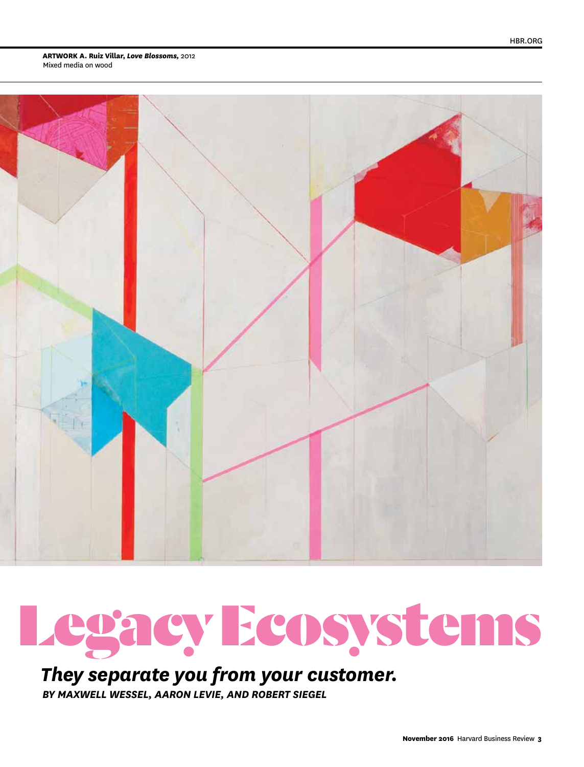**ARTWORK A. Ruiz Villar, *Love Blossoms,* 2012**
Mixed media on wood

# Legacy Ecosystems

## *They separate you from your customer.*

***BY MAXWELL WESSEL, AARON LEVIE, AND ROBERT SIEGEL***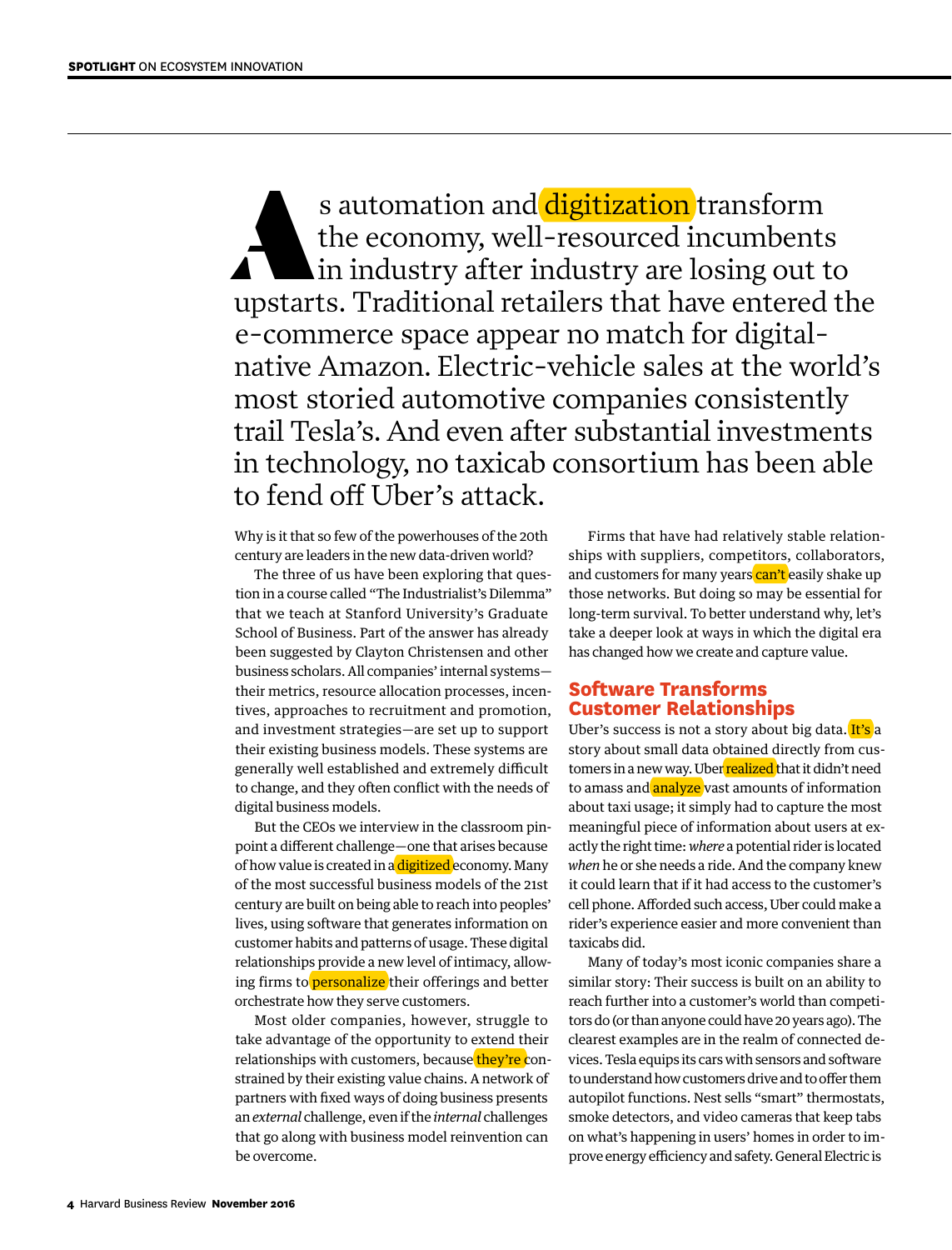As automation and digitization transform the economy, well-resourced incumbents in industry after industry are losing out to upstarts. Traditional retailers that have entered the e-commerce space appear no match for digital-native Amazon. Electric-vehicle sales at the world's most storied automotive companies consistently trail Tesla's. And even after substantial investments in technology, no taxicab consortium has been able to fend off Uber's attack.

Why is it that so few of the powerhouses of the 20th century are leaders in the new data-driven world?

The three of us have been exploring that question in a course called "The Industrialist's Dilemma" that we teach at Stanford University's Graduate School of Business. Part of the answer has already been suggested by Clayton Christensen and other business scholars. All companies' internal systems—their metrics, resource allocation processes, incentives, approaches to recruitment and promotion, and investment strategies—are set up to support their existing business models. These systems are generally well established and extremely difficult to change, and they often conflict with the needs of digital business models.

But the CEOs we interview in the classroom pinpoint a different challenge—one that arises because of how value is created in a digitized economy. Many of the most successful business models of the 21st century are built on being able to reach into peoples' lives, using software that generates information on customer habits and patterns of usage. These digital relationships provide a new level of intimacy, allowing firms to personalize their offerings and better orchestrate how they serve customers.

Most older companies, however, struggle to take advantage of the opportunity to extend their relationships with customers, because they're constrained by their existing value chains. A network of partners with fixed ways of doing business presents an *external* challenge, even if the *internal* challenges that go along with business model reinvention can be overcome.

Firms that have had relatively stable relationships with suppliers, competitors, collaborators, and customers for many years can't easily shake up those networks. But doing so may be essential for long-term survival. To better understand why, let's take a deeper look at ways in which the digital era has changed how we create and capture value.

## Software Transforms Customer Relationships

Uber's success is not a story about big data. It's a story about small data obtained directly from customers in a new way. Uber realized that it didn't need to amass and analyze vast amounts of information about taxi usage; it simply had to capture the most meaningful piece of information about users at exactly the right time: *where* a potential rider is located *when* he or she needs a ride. And the company knew it could learn that if it had access to the customer's cell phone. Afforded such access, Uber could make a rider's experience easier and more convenient than taxicabs did.

Many of today's most iconic companies share a similar story: Their success is built on an ability to reach further into a customer's world than competitors do (or than anyone could have 20 years ago). The clearest examples are in the realm of connected devices. Tesla equips its cars with sensors and software to understand how customers drive and to offer them autopilot functions. Nest sells "smart" thermostats, smoke detectors, and video cameras that keep tabs on what's happening in users' homes in order to improve energy efficiency and safety. General Electric is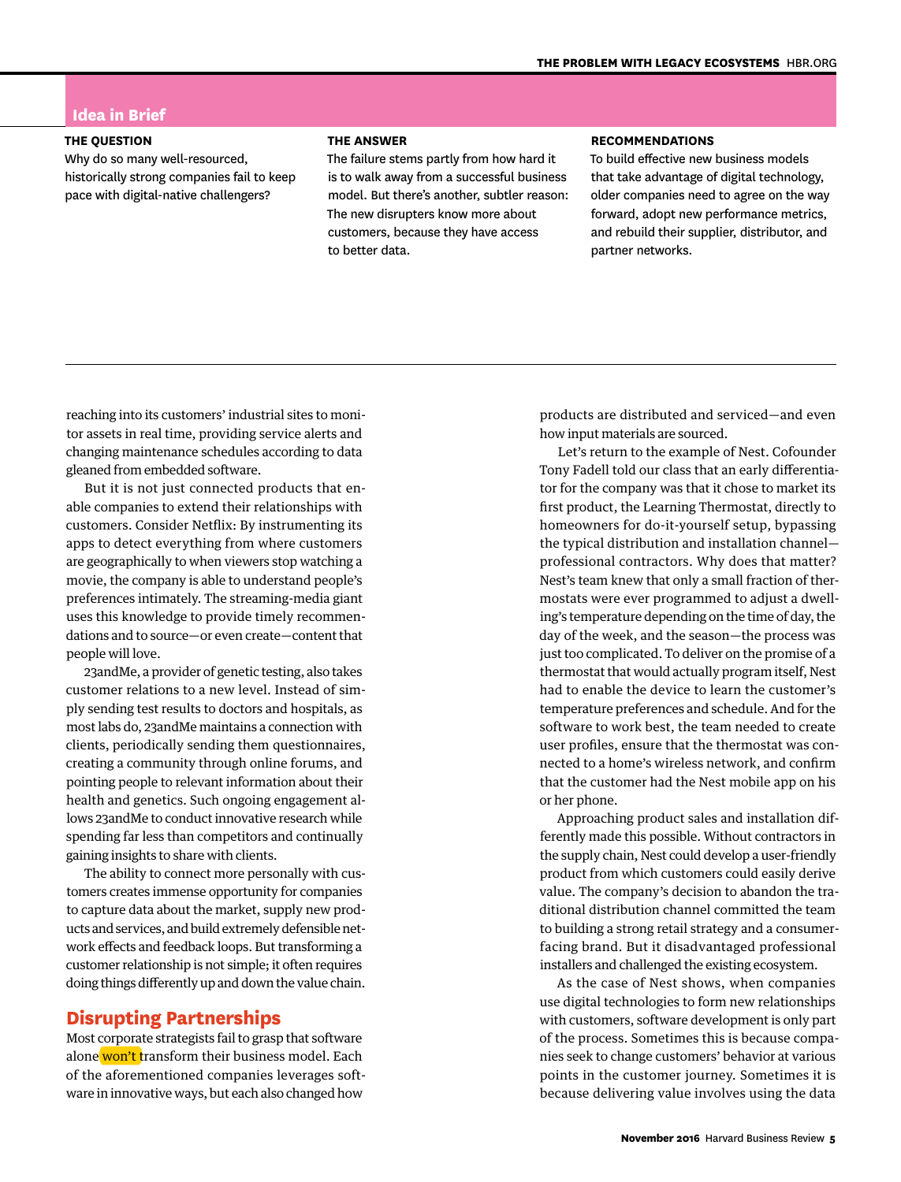## Idea in Brief

**THE QUESTION**

Why do so many well-resourced, historically strong companies fail to keep pace with digital-native challengers?

**THE ANSWER**

The failure stems partly from how hard it is to walk away from a successful business model. But there's another, subtler reason: The new disrupters know more about customers, because they have access to better data.

**RECOMMENDATIONS**

To build effective new business models that take advantage of digital technology, older companies need to agree on the way forward, adopt new performance metrics, and rebuild their supplier, distributor, and partner networks.

---

reaching into its customers' industrial sites to monitor assets in real time, providing service alerts and changing maintenance schedules according to data gleaned from embedded software.

But it is not just connected products that enable companies to extend their relationships with customers. Consider Netflix: By instrumenting its apps to detect everything from where customers are geographically to when viewers stop watching a movie, the company is able to understand people's preferences intimately. The streaming-media giant uses this knowledge to provide timely recommendations and to source—or even create—content that people will love.

23andMe, a provider of genetic testing, also takes customer relations to a new level. Instead of simply sending test results to doctors and hospitals, as most labs do, 23andMe maintains a connection with clients, periodically sending them questionnaires, creating a community through online forums, and pointing people to relevant information about their health and genetics. Such ongoing engagement allows 23andMe to conduct innovative research while spending far less than competitors and continually gaining insights to share with clients.

The ability to connect more personally with customers creates immense opportunity for companies to capture data about the market, supply new products and services, and build extremely defensible network effects and feedback loops. But transforming a customer relationship is not simple; it often requires doing things differently up and down the value chain.

## Disrupting Partnerships

Most corporate strategists fail to grasp that software alone won't transform their business model. Each of the aforementioned companies leverages software in innovative ways, but each also changed how products are distributed and serviced—and even how input materials are sourced.

Let's return to the example of Nest. Cofounder Tony Fadell told our class that an early differentiator for the company was that it chose to market its first product, the Learning Thermostat, directly to homeowners for do-it-yourself setup, bypassing the typical distribution and installation channel—professional contractors. Why does that matter? Nest's team knew that only a small fraction of thermostats were ever programmed to adjust a dwelling's temperature depending on the time of day, the day of the week, and the season—the process was just too complicated. To deliver on the promise of a thermostat that would actually program itself, Nest had to enable the device to learn the customer's temperature preferences and schedule. And for the software to work best, the team needed to create user profiles, ensure that the thermostat was connected to a home's wireless network, and confirm that the customer had the Nest mobile app on his or her phone.

Approaching product sales and installation differently made this possible. Without contractors in the supply chain, Nest could develop a user-friendly product from which customers could easily derive value. The company's decision to abandon the traditional distribution channel committed the team to building a strong retail strategy and a consumer-facing brand. But it disadvantaged professional installers and challenged the existing ecosystem.

As the case of Nest shows, when companies use digital technologies to form new relationships with customers, software development is only part of the process. Sometimes this is because companies seek to change customers' behavior at various points in the customer journey. Sometimes it is because delivering value involves using the data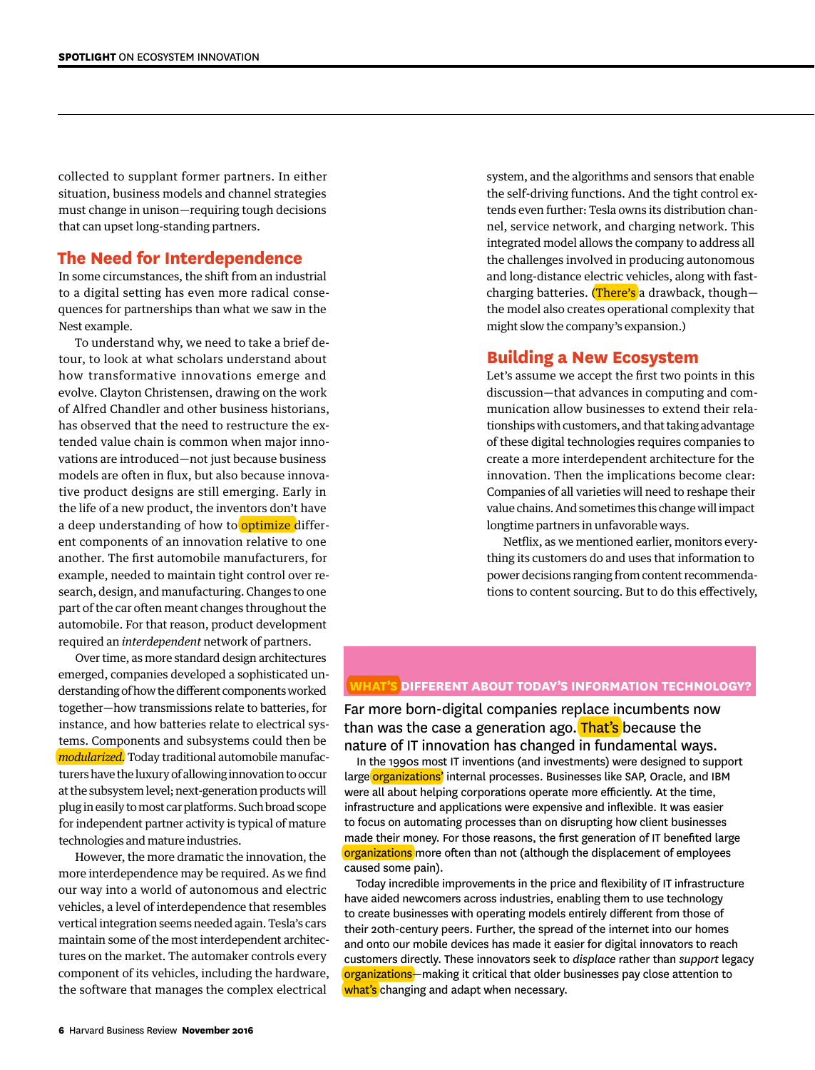collected to supplant former partners. In either situation, business models and channel strategies must change in unison—requiring tough decisions that can upset long-standing partners.

## The Need for Interdependence

In some circumstances, the shift from an industrial to a digital setting has even more radical consequences for partnerships than what we saw in the Nest example.

To understand why, we need to take a brief detour, to look at what scholars understand about how transformative innovations emerge and evolve. Clayton Christensen, drawing on the work of Alfred Chandler and other business historians, has observed that the need to restructure the extended value chain is common when major innovations are introduced—not just because business models are often in flux, but also because innovative product designs are still emerging. Early in the life of a new product, the inventors don't have a deep understanding of how to optimize different components of an innovation relative to one another. The first automobile manufacturers, for example, needed to maintain tight control over research, design, and manufacturing. Changes to one part of the car often meant changes throughout the automobile. For that reason, product development required an *interdependent* network of partners.

Over time, as more standard design architectures emerged, companies developed a sophisticated understanding of how the different components worked together—how transmissions relate to batteries, for instance, and how batteries relate to electrical systems. Components and subsystems could then be *modularized.* Today traditional automobile manufacturers have the luxury of allowing innovation to occur at the subsystem level; next-generation products will plug in easily to most car platforms. Such broad scope for independent partner activity is typical of mature technologies and mature industries.

However, the more dramatic the innovation, the more interdependence may be required. As we find our way into a world of autonomous and electric vehicles, a level of interdependence that resembles vertical integration seems needed again. Tesla's cars maintain some of the most interdependent architectures on the market. The automaker controls every component of its vehicles, including the hardware, the software that manages the complex electrical system, and the algorithms and sensors that enable the self-driving functions. And the tight control extends even further: Tesla owns its distribution channel, service network, and charging network. This integrated model allows the company to address all the challenges involved in producing autonomous and long-distance electric vehicles, along with fast-charging batteries. (There's a drawback, though—the model also creates operational complexity that might slow the company's expansion.)

## Building a New Ecosystem

Let's assume we accept the first two points in this discussion—that advances in computing and communication allow businesses to extend their relationships with customers, and that taking advantage of these digital technologies requires companies to create a more interdependent architecture for the innovation. Then the implications become clear: Companies of all varieties will need to reshape their value chains. And sometimes this change will impact longtime partners in unfavorable ways.

Netflix, as we mentioned earlier, monitors everything its customers do and uses that information to power decisions ranging from content recommendations to content sourcing. But to do this effectively,

### WHAT'S DIFFERENT ABOUT TODAY'S INFORMATION TECHNOLOGY?

Far more born-digital companies replace incumbents now than was the case a generation ago. That's because the nature of IT innovation has changed in fundamental ways.

In the 1990s most IT inventions (and investments) were designed to support large organizations' internal processes. Businesses like SAP, Oracle, and IBM were all about helping corporations operate more efficiently. At the time, infrastructure and applications were expensive and inflexible. It was easier to focus on automating processes than on disrupting how client businesses made their money. For those reasons, the first generation of IT benefited large organizations more often than not (although the displacement of employees caused some pain).

Today incredible improvements in the price and flexibility of IT infrastructure have aided newcomers across industries, enabling them to use technology to create businesses with operating models entirely different from those of their 20th-century peers. Further, the spread of the internet into our homes and onto our mobile devices has made it easier for digital innovators to reach customers directly. These innovators seek to *displace* rather than *support* legacy organizations—making it critical that older businesses pay close attention to what's changing and adapt when necessary.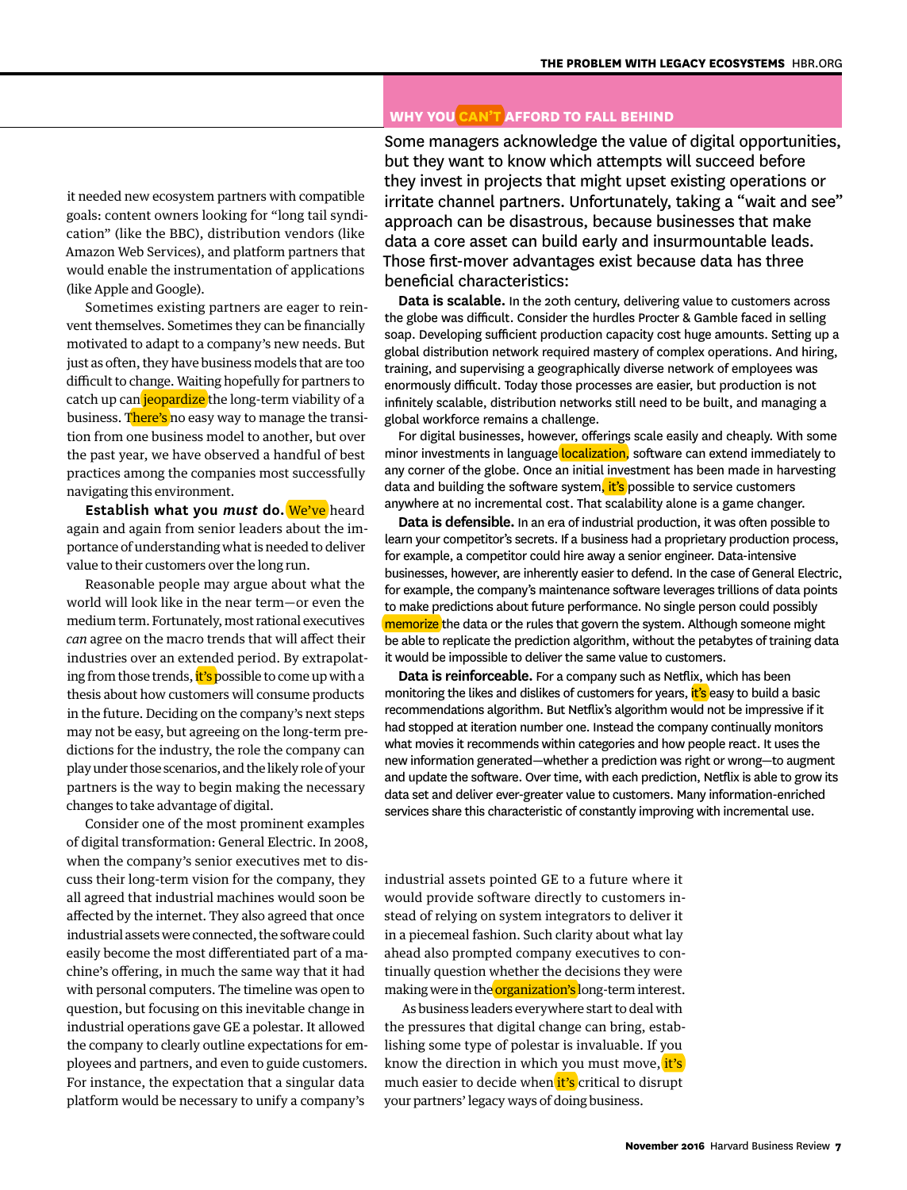it needed new ecosystem partners with compatible goals: content owners looking for "long tail syndication" (like the BBC), distribution vendors (like Amazon Web Services), and platform partners that would enable the instrumentation of applications (like Apple and Google).

Sometimes existing partners are eager to reinvent themselves. Sometimes they can be financially motivated to adapt to a company's new needs. But just as often, they have business models that are too difficult to change. Waiting hopefully for partners to catch up can jeopardize the long-term viability of a business. There's no easy way to manage the transition from one business model to another, but over the past year, we have observed a handful of best practices among the companies most successfully navigating this environment.

**Establish what you *must* do.** We've heard again and again from senior leaders about the importance of understanding what is needed to deliver value to their customers over the long run.

Reasonable people may argue about what the world will look like in the near term—or even the medium term. Fortunately, most rational executives *can* agree on the macro trends that will affect their industries over an extended period. By extrapolating from those trends, it's possible to come up with a thesis about how customers will consume products in the future. Deciding on the company's next steps may not be easy, but agreeing on the long-term predictions for the industry, the role the company can play under those scenarios, and the likely role of your partners is the way to begin making the necessary changes to take advantage of digital.

Consider one of the most prominent examples of digital transformation: General Electric. In 2008, when the company's senior executives met to discuss their long-term vision for the company, they all agreed that industrial machines would soon be affected by the internet. They also agreed that once industrial assets were connected, the software could easily become the most differentiated part of a machine's offering, in much the same way that it had with personal computers. The timeline was open to question, but focusing on this inevitable change in industrial operations gave GE a polestar. It allowed the company to clearly outline expectations for employees and partners, and even to guide customers. For instance, the expectation that a singular data platform would be necessary to unify a company's industrial assets pointed GE to a future where it would provide software directly to customers instead of relying on system integrators to deliver it in a piecemeal fashion. Such clarity about what lay ahead also prompted company executives to continually question whether the decisions they were making were in the organization's long-term interest.

As business leaders everywhere start to deal with the pressures that digital change can bring, establishing some type of polestar is invaluable. If you know the direction in which you must move, it's much easier to decide when it's critical to disrupt your partners' legacy ways of doing business.

---

## WHY YOU CAN'T AFFORD TO FALL BEHIND

Some managers acknowledge the value of digital opportunities, but they want to know which attempts will succeed before they invest in projects that might upset existing operations or irritate channel partners. Unfortunately, taking a "wait and see" approach can be disastrous, because businesses that make data a core asset can build early and insurmountable leads. Those first-mover advantages exist because data has three beneficial characteristics:

**Data is scalable.** In the 20th century, delivering value to customers across the globe was difficult. Consider the hurdles Procter & Gamble faced in selling soap. Developing sufficient production capacity cost huge amounts. Setting up a global distribution network required mastery of complex operations. And hiring, training, and supervising a geographically diverse network of employees was enormously difficult. Today those processes are easier, but production is not infinitely scalable, distribution networks still need to be built, and managing a global workforce remains a challenge.

For digital businesses, however, offerings scale easily and cheaply. With some minor investments in language localization, software can extend immediately to any corner of the globe. Once an initial investment has been made in harvesting data and building the software system, it's possible to service customers anywhere at no incremental cost. That scalability alone is a game changer.

**Data is defensible.** In an era of industrial production, it was often possible to learn your competitor's secrets. If a business had a proprietary production process, for example, a competitor could hire away a senior engineer. Data-intensive businesses, however, are inherently easier to defend. In the case of General Electric, for example, the company's maintenance software leverages trillions of data points to make predictions about future performance. No single person could possibly memorize the data or the rules that govern the system. Although someone might be able to replicate the prediction algorithm, without the petabytes of training data it would be impossible to deliver the same value to customers.

**Data is reinforceable.** For a company such as Netflix, which has been monitoring the likes and dislikes of customers for years, it's easy to build a basic recommendations algorithm. But Netflix's algorithm would not be impressive if it had stopped at iteration number one. Instead the company continually monitors what movies it recommends within categories and how people react. It uses the new information generated—whether a prediction was right or wrong—to augment and update the software. Over time, with each prediction, Netflix is able to grow its data set and deliver ever-greater value to customers. Many information-enriched services share this characteristic of constantly improving with incremental use.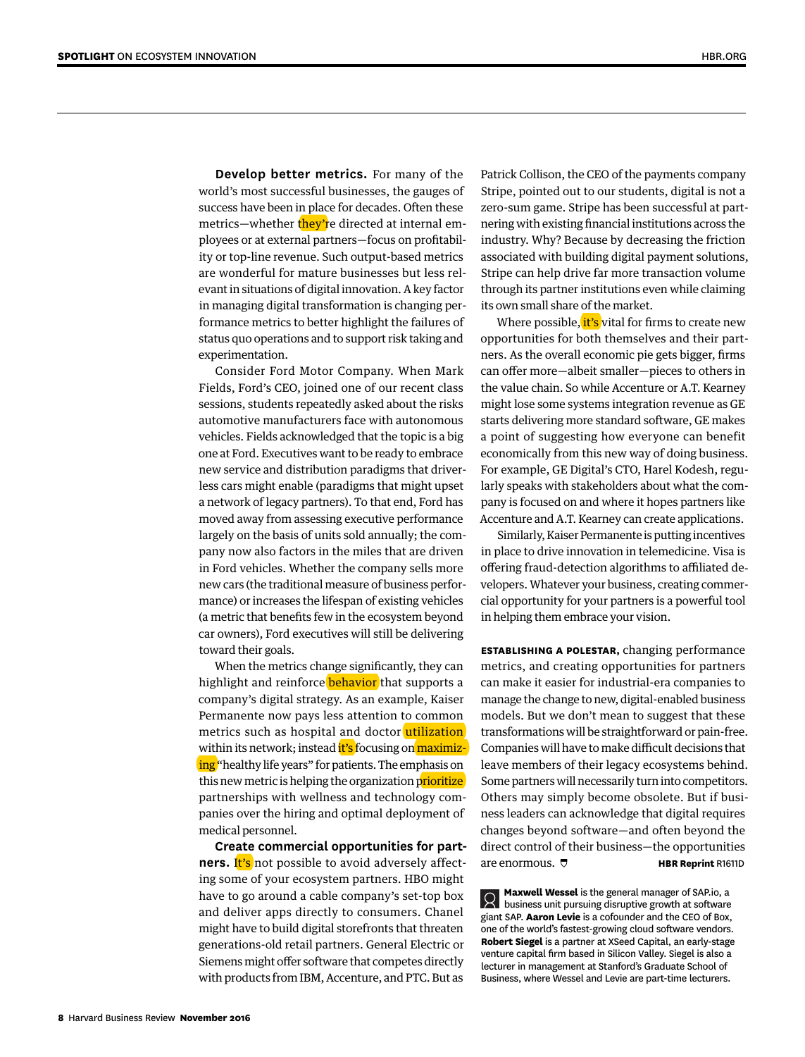**Develop better metrics.** For many of the world's most successful businesses, the gauges of success have been in place for decades. Often these metrics—whether they're directed at internal employees or at external partners—focus on profitability or top-line revenue. Such output-based metrics are wonderful for mature businesses but less relevant in situations of digital innovation. A key factor in managing digital transformation is changing performance metrics to better highlight the failures of status quo operations and to support risk taking and experimentation.

Consider Ford Motor Company. When Mark Fields, Ford's CEO, joined one of our recent class sessions, students repeatedly asked about the risks automotive manufacturers face with autonomous vehicles. Fields acknowledged that the topic is a big one at Ford. Executives want to be ready to embrace new service and distribution paradigms that driverless cars might enable (paradigms that might upset a network of legacy partners). To that end, Ford has moved away from assessing executive performance largely on the basis of units sold annually; the company now also factors in the miles that are driven in Ford vehicles. Whether the company sells more new cars (the traditional measure of business performance) or increases the lifespan of existing vehicles (a metric that benefits few in the ecosystem beyond car owners), Ford executives will still be delivering toward their goals.

When the metrics change significantly, they can highlight and reinforce behavior that supports a company's digital strategy. As an example, Kaiser Permanente now pays less attention to common metrics such as hospital and doctor utilization within its network; instead it's focusing on maximizing "healthy life years" for patients. The emphasis on this new metric is helping the organization prioritize partnerships with wellness and technology companies over the hiring and optimal deployment of medical personnel.

**Create commercial opportunities for partners.** It's not possible to avoid adversely affecting some of your ecosystem partners. HBO might have to go around a cable company's set-top box and deliver apps directly to consumers. Chanel might have to build digital storefronts that threaten generations-old retail partners. General Electric or Siemens might offer software that competes directly with products from IBM, Accenture, and PTC. But as Patrick Collison, the CEO of the payments company Stripe, pointed out to our students, digital is not a zero-sum game. Stripe has been successful at partnering with existing financial institutions across the industry. Why? Because by decreasing the friction associated with building digital payment solutions, Stripe can help drive far more transaction volume through its partner institutions even while claiming its own small share of the market.

Where possible, it's vital for firms to create new opportunities for both themselves and their partners. As the overall economic pie gets bigger, firms can offer more—albeit smaller—pieces to others in the value chain. So while Accenture or A.T. Kearney might lose some systems integration revenue as GE starts delivering more standard software, GE makes a point of suggesting how everyone can benefit economically from this new way of doing business. For example, GE Digital's CTO, Harel Kodesh, regularly speaks with stakeholders about what the company is focused on and where it hopes partners like Accenture and A.T. Kearney can create applications.

Similarly, Kaiser Permanente is putting incentives in place to drive innovation in telemedicine. Visa is offering fraud-detection algorithms to affiliated developers. Whatever your business, creating commercial opportunity for your partners is a powerful tool in helping them embrace your vision.

**ESTABLISHING A POLESTAR,** changing performance metrics, and creating opportunities for partners can make it easier for industrial-era companies to manage the change to new, digital-enabled business models. But we don't mean to suggest that these transformations will be straightforward or pain-free. Companies will have to make difficult decisions that leave members of their legacy ecosystems behind. Some partners will necessarily turn into competitors. Others may simply become obsolete. But if business leaders can acknowledge that digital requires changes beyond software—and often beyond the direct control of their business—the opportunities are enormous.

**HBR Reprint** R1611D

**Maxwell Wessel** is the general manager of SAP.io, a business unit pursuing disruptive growth at software giant SAP. **Aaron Levie** is a cofounder and the CEO of Box, one of the world's fastest-growing cloud software vendors. **Robert Siegel** is a partner at XSeed Capital, an early-stage venture capital firm based in Silicon Valley. Siegel is also a lecturer in management at Stanford's Graduate School of Business, where Wessel and Levie are part-time lecturers.